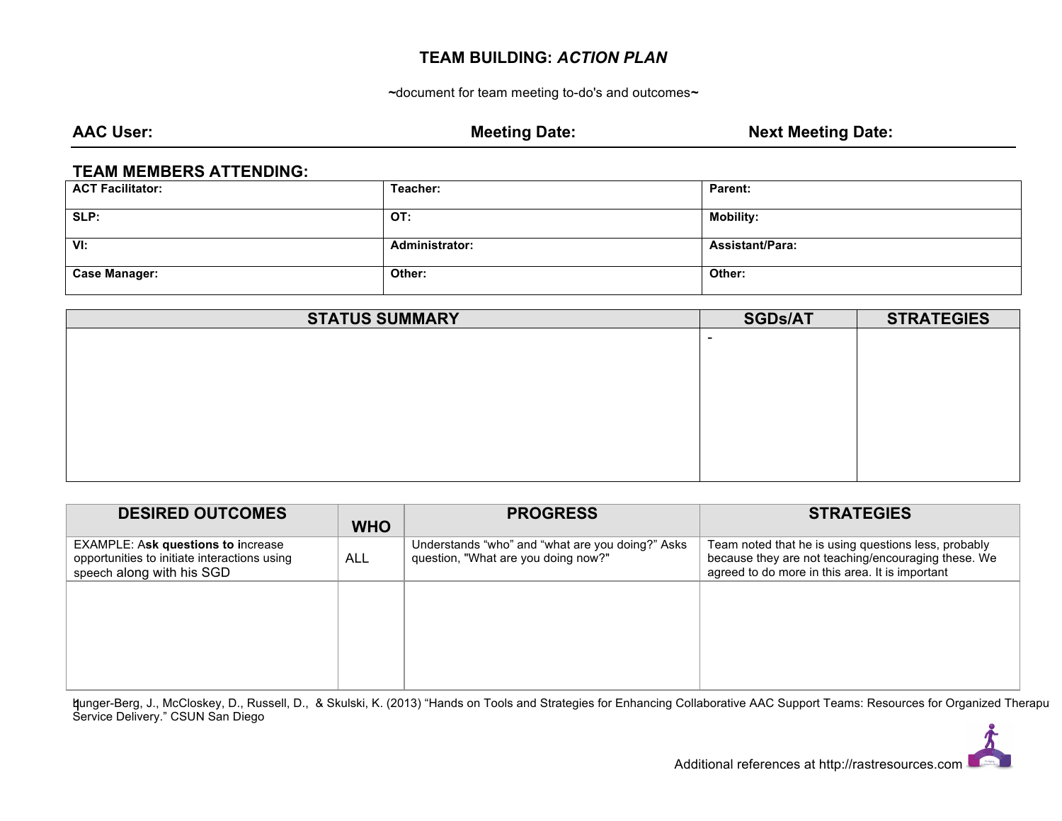# TEAM BUILDING: *ACTION PLAN*

~document for team meeting to-do's and outcomes~

**AAC User:** **Meeting Date:** **Next Meeting Date:**

## TEAM MEMBERS ATTENDING:

| **ACT Facilitator:** | **Teacher:** | **Parent:** |
|---|---|---|
| **SLP:** | **OT:** | **Mobility:** |
| **VI:** | **Administrator:** | **Assistant/Para:** |
| **Case Manager:** | **Other:** | **Other:** |

| STATUS SUMMARY | SGDs/AT | STRATEGIES |
|---|---|---|
| | - | |

| DESIRED OUTCOMES | WHO | PROGRESS | STRATEGIES |
|---|---|---|---|
| EXAMPLE: A**sk questions to i**ncrease opportunities to initiate interactions using speech along with his SGD | ALL | Understands "who" and "what are you doing?" Asks question, "What are you doing now?" | Team noted that he is using questions less, probably because they are not teaching/encouraging these. We agreed to do more in this area. It is important |
| | | | |

Hunger-Berg, J., McCloskey, D., Russell, D., & Skulski, K. (2013) "Hands on Tools and Strategies for Enhancing Collaborative AAC Support Teams: Resources for Organized Therapu Service Delivery." CSUN San Diego

Additional references at http://rastresources.com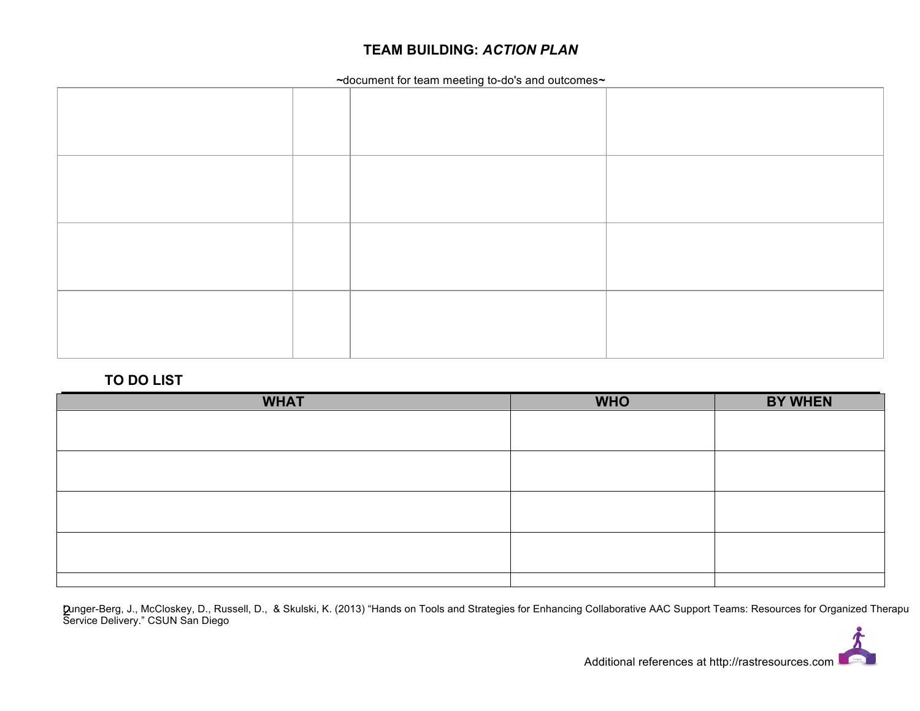# TEAM BUILDING: *ACTION PLAN*

~document for team meeting to-do's and outcomes~

| | | | |
|---|---|---|---|
| | | | |
| | | | |
| | | | |
| | | | |

## TO DO LIST

| WHAT | WHO | BY WHEN |
|---|---|---|
| | | |
| | | |
| | | |
| | | |
| | | |

Dunger-Berg, J., McCloskey, D., Russell, D., & Skulski, K. (2013) "Hands on Tools and Strategies for Enhancing Collaborative AAC Support Teams: Resources for Organized Therapu Service Delivery." CSUN San Diego

Additional references at http://rastresources.com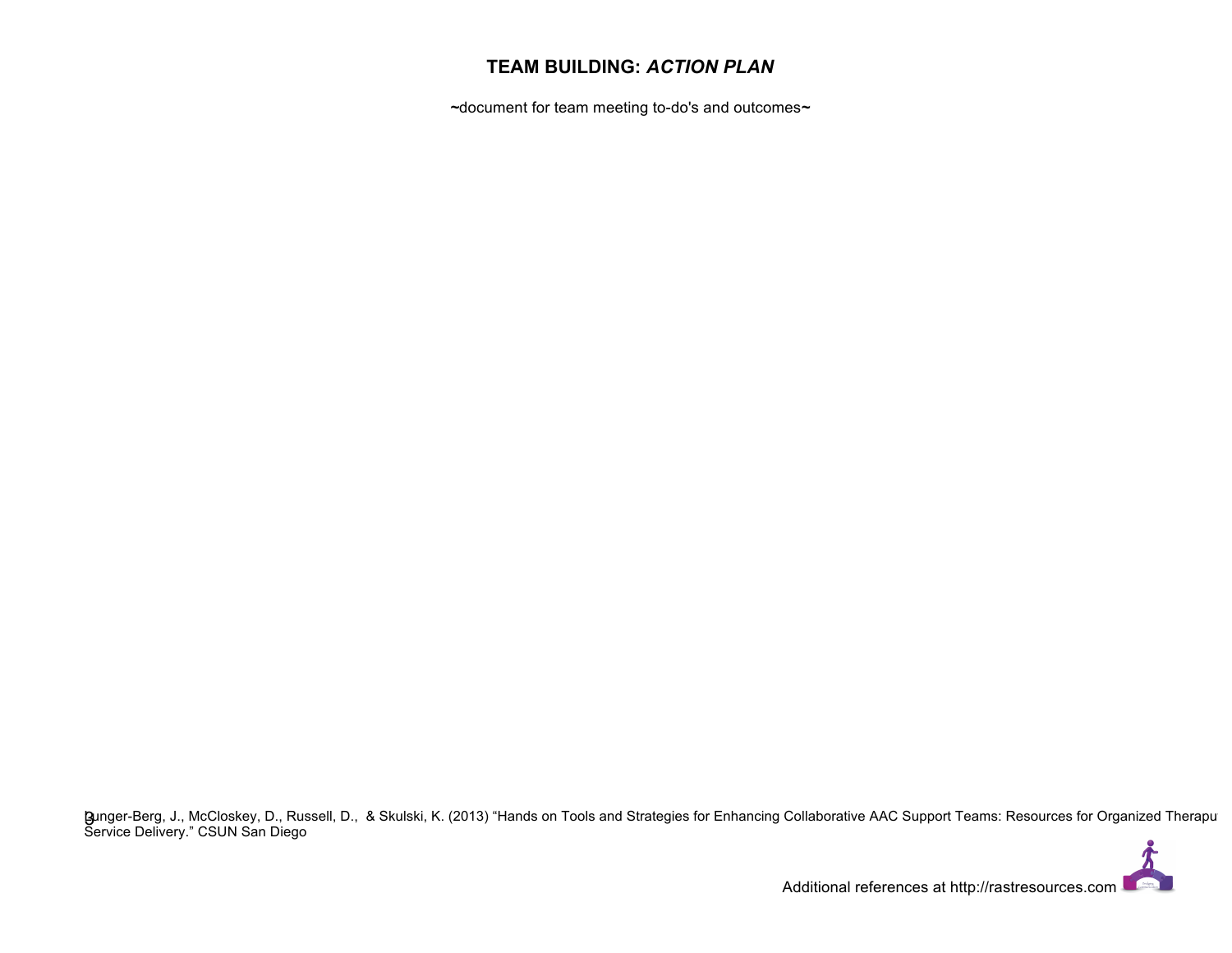**TEAM BUILDING: *ACTION PLAN***

~document for team meeting to-do's and outcomes~

Dunger-Berg, J., McCloskey, D., Russell, D., & Skulski, K. (2013) "Hands on Tools and Strategies for Enhancing Collaborative AAC Support Teams: Resources for Organized Therapu Service Delivery." CSUN San Diego

Additional references at http://rastresources.com